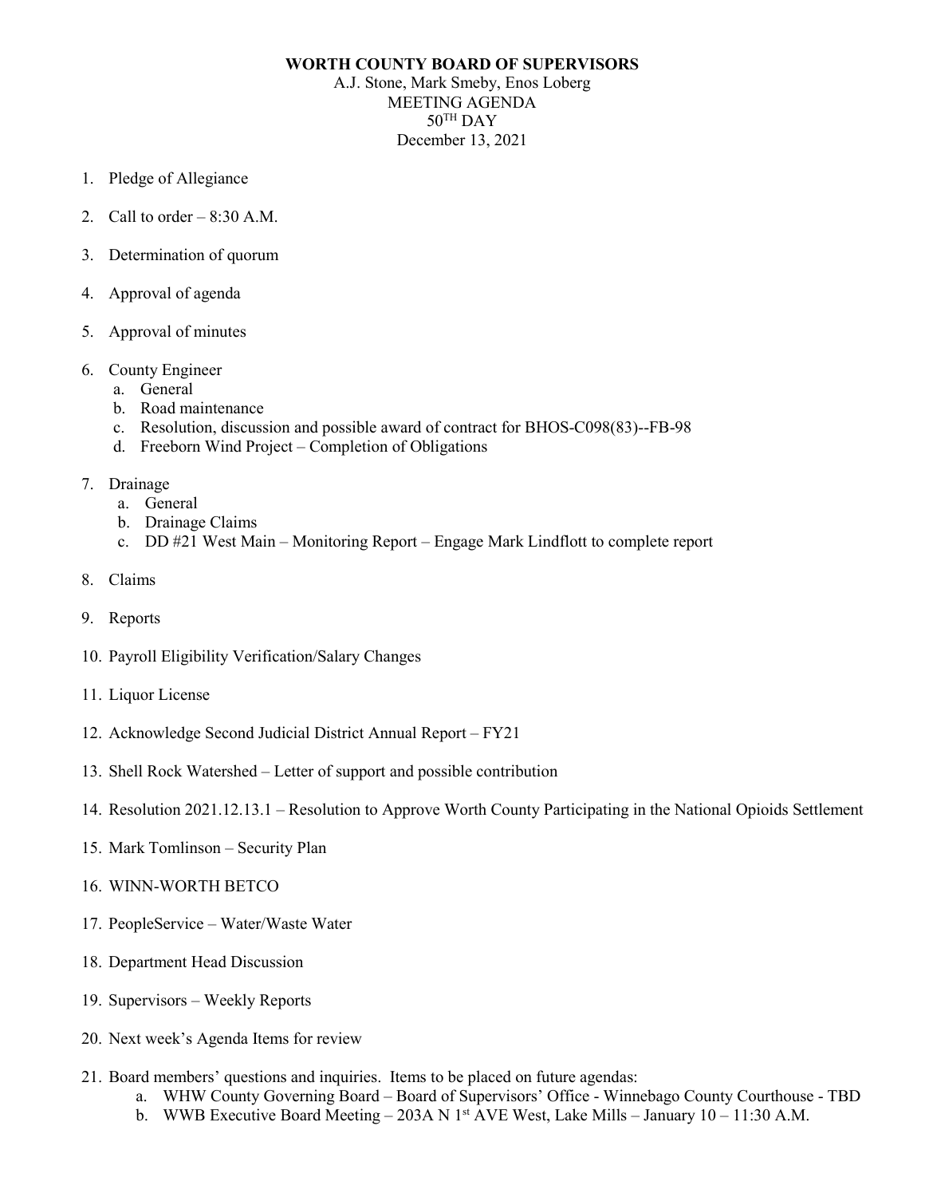# WORTH COUNTY BOARD OF SUPERVISORS

A.J. Stone, Mark Smeby, Enos Loberg
MEETING AGENDA
$50^{TH}$ DAY
December 13, 2021

1. Pledge of Allegiance
2. Call to order – 8:30 A.M.
3. Determination of quorum
4. Approval of agenda
5. Approval of minutes
6. County Engineer
    a. General
    b. Road maintenance
    c. Resolution, discussion and possible award of contract for BHOS-C098(83)--FB-98
    d. Freeborn Wind Project – Completion of Obligations
7. Drainage
    a. General
    b. Drainage Claims
    c. DD #21 West Main – Monitoring Report – Engage Mark Lindflott to complete report
8. Claims
9. Reports
10. Payroll Eligibility Verification/Salary Changes
11. Liquor License
12. Acknowledge Second Judicial District Annual Report – FY21
13. Shell Rock Watershed – Letter of support and possible contribution
14. Resolution 2021.12.13.1 – Resolution to Approve Worth County Participating in the National Opioids Settlement
15. Mark Tomlinson – Security Plan
16. WINN-WORTH BETCO
17. PeopleService – Water/Waste Water
18. Department Head Discussion
19. Supervisors – Weekly Reports
20. Next week's Agenda Items for review
21. Board members' questions and inquiries. Items to be placed on future agendas:
    a. WHW County Governing Board – Board of Supervisors' Office - Winnebago County Courthouse - TBD
    b. WWB Executive Board Meeting – 203A N 1st AVE West, Lake Mills – January 10 – 11:30 A.M.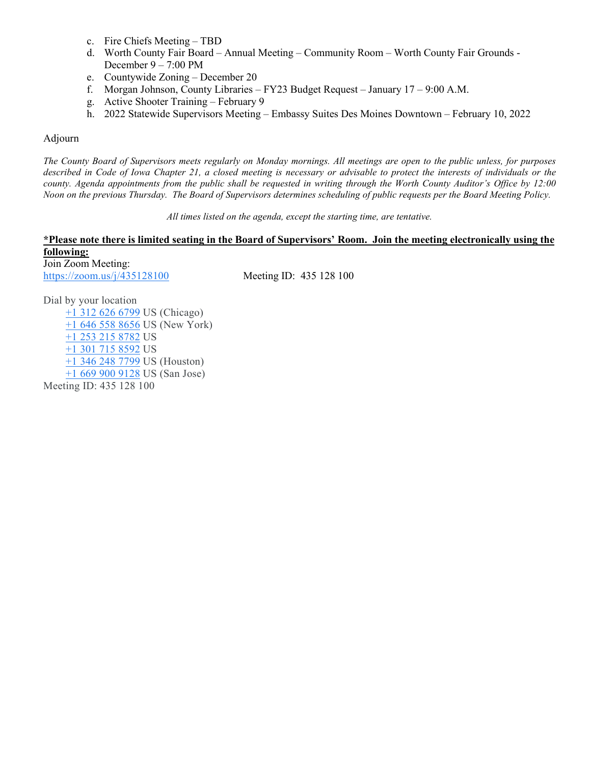c. Fire Chiefs Meeting – TBD
d. Worth County Fair Board – Annual Meeting – Community Room – Worth County Fair Grounds - December 9 – 7:00 PM
e. Countywide Zoning – December 20
f. Morgan Johnson, County Libraries – FY23 Budget Request – January 17 – 9:00 A.M.
g. Active Shooter Training – February 9
h. 2022 Statewide Supervisors Meeting – Embassy Suites Des Moines Downtown – February 10, 2022

Adjourn

*The County Board of Supervisors meets regularly on Monday mornings. All meetings are open to the public unless, for purposes described in Code of Iowa Chapter 21, a closed meeting is necessary or advisable to protect the interests of individuals or the county. Agenda appointments from the public shall be requested in writing through the Worth County Auditor's Office by 12:00 Noon on the previous Thursday. The Board of Supervisors determines scheduling of public requests per the Board Meeting Policy.*

*All times listed on the agenda, except the starting time, are tentative.*

**\*Please note there is limited seating in the Board of Supervisors' Room. Join the meeting electronically using the following:**

Join Zoom Meeting:
https://zoom.us/j/435128100 Meeting ID: 435 128 100

Dial by your location
- +1 312 626 6799 US (Chicago)
- +1 646 558 8656 US (New York)
- +1 253 215 8782 US
- +1 301 715 8592 US
- +1 346 248 7799 US (Houston)
- +1 669 900 9128 US (San Jose)

Meeting ID: 435 128 100